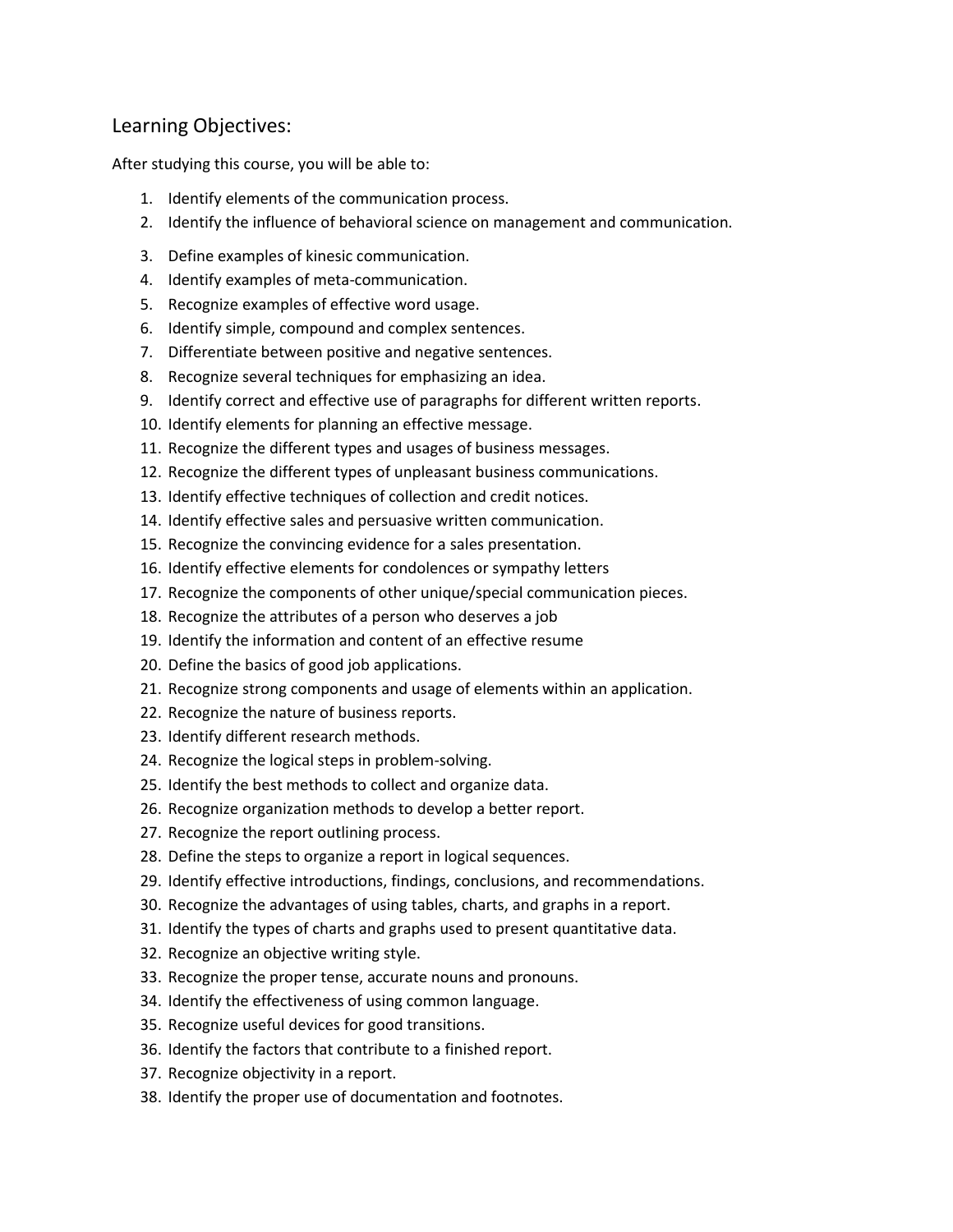## Learning Objectives:

After studying this course, you will be able to:

1. Identify elements of the communication process.
2. Identify the influence of behavioral science on management and communication.
3. Define examples of kinesic communication.
4. Identify examples of meta-communication.
5. Recognize examples of effective word usage.
6. Identify simple, compound and complex sentences.
7. Differentiate between positive and negative sentences.
8. Recognize several techniques for emphasizing an idea.
9. Identify correct and effective use of paragraphs for different written reports.
10. Identify elements for planning an effective message.
11. Recognize the different types and usages of business messages.
12. Recognize the different types of unpleasant business communications.
13. Identify effective techniques of collection and credit notices.
14. Identify effective sales and persuasive written communication.
15. Recognize the convincing evidence for a sales presentation.
16. Identify effective elements for condolences or sympathy letters
17. Recognize the components of other unique/special communication pieces.
18. Recognize the attributes of a person who deserves a job
19. Identify the information and content of an effective resume
20. Define the basics of good job applications.
21. Recognize strong components and usage of elements within an application.
22. Recognize the nature of business reports.
23. Identify different research methods.
24. Recognize the logical steps in problem-solving.
25. Identify the best methods to collect and organize data.
26. Recognize organization methods to develop a better report.
27. Recognize the report outlining process.
28. Define the steps to organize a report in logical sequences.
29. Identify effective introductions, findings, conclusions, and recommendations.
30. Recognize the advantages of using tables, charts, and graphs in a report.
31. Identify the types of charts and graphs used to present quantitative data.
32. Recognize an objective writing style.
33. Recognize the proper tense, accurate nouns and pronouns.
34. Identify the effectiveness of using common language.
35. Recognize useful devices for good transitions.
36. Identify the factors that contribute to a finished report.
37. Recognize objectivity in a report.
38. Identify the proper use of documentation and footnotes.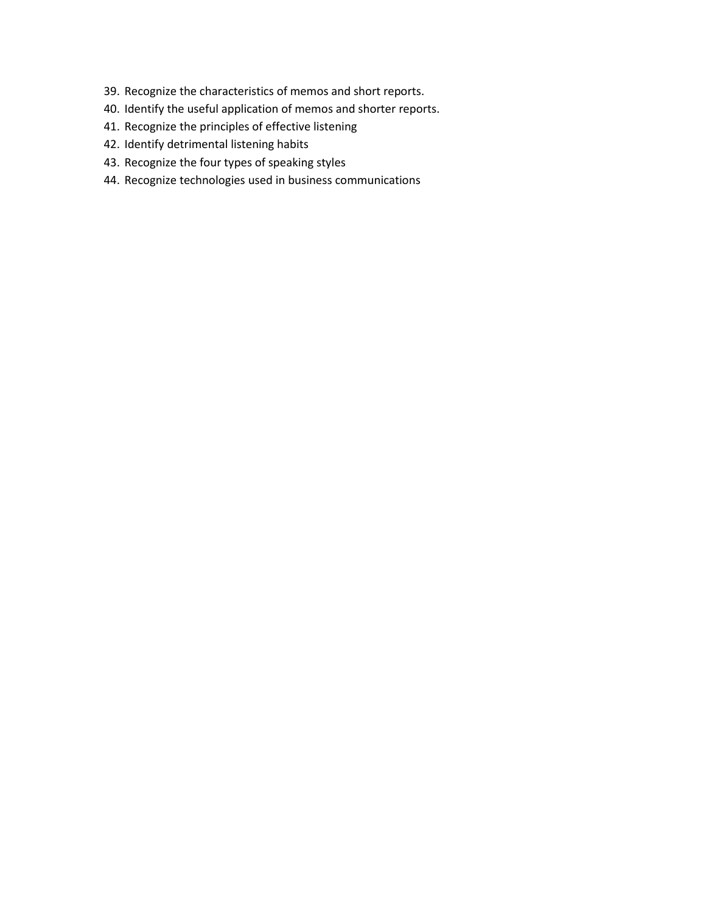39. Recognize the characteristics of memos and short reports.
40. Identify the useful application of memos and shorter reports.
41. Recognize the principles of effective listening
42. Identify detrimental listening habits
43. Recognize the four types of speaking styles
44. Recognize technologies used in business communications